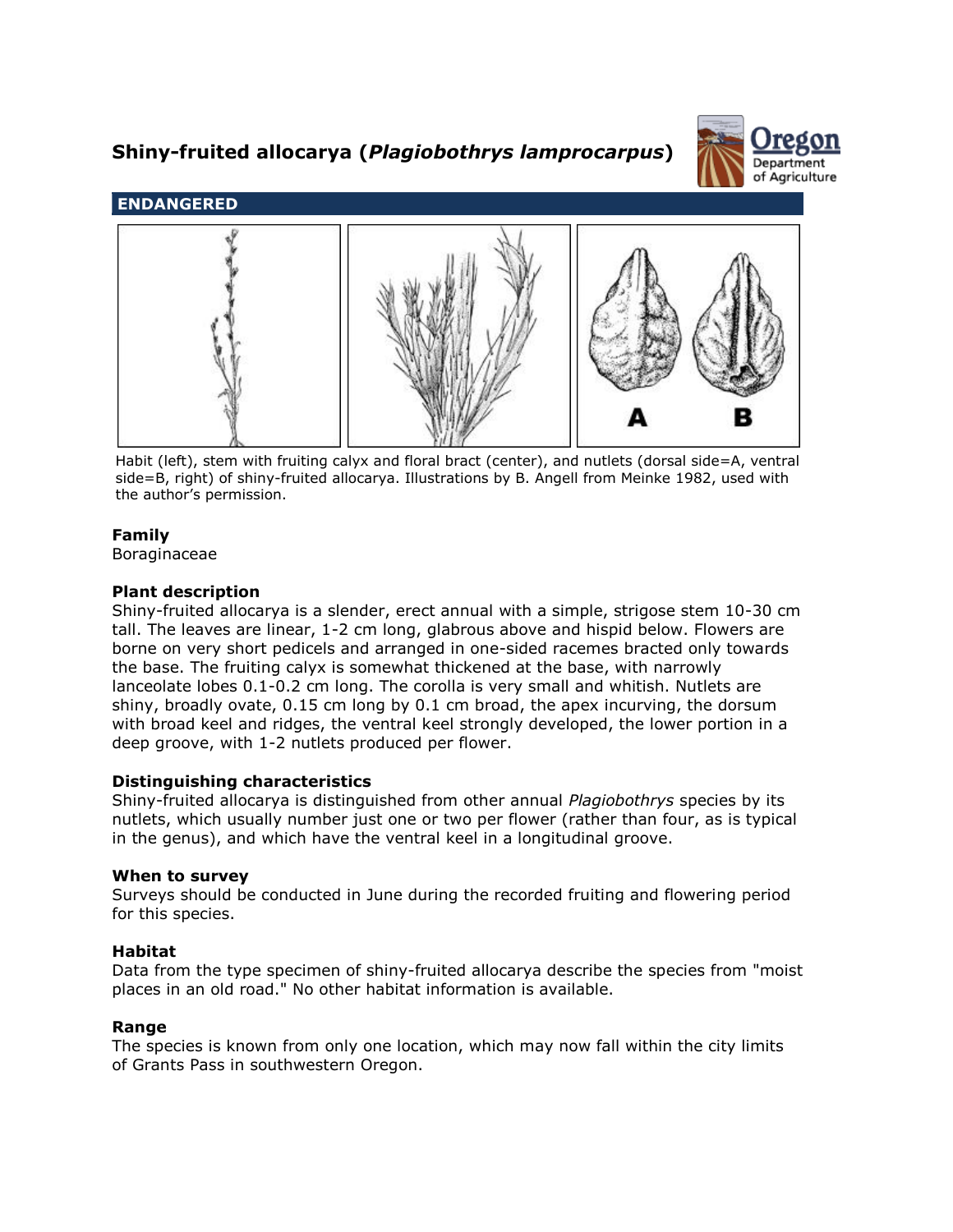# Shiny-fruited allocarya (*Plagiobothrys lamprocarpus*)

**ENDANGERED**

Habit (left), stem with fruiting calyx and floral bract (center), and nutlets (dorsal side=A, ventral side=B, right) of shiny-fruited allocarya. Illustrations by B. Angell from Meinke 1982, used with the author's permission.

### Family

Boraginaceae

### Plant description

Shiny-fruited allocarya is a slender, erect annual with a simple, strigose stem 10-30 cm tall. The leaves are linear, 1-2 cm long, glabrous above and hispid below. Flowers are borne on very short pedicels and arranged in one-sided racemes bracted only towards the base. The fruiting calyx is somewhat thickened at the base, with narrowly lanceolate lobes 0.1-0.2 cm long. The corolla is very small and whitish. Nutlets are shiny, broadly ovate, 0.15 cm long by 0.1 cm broad, the apex incurving, the dorsum with broad keel and ridges, the ventral keel strongly developed, the lower portion in a deep groove, with 1-2 nutlets produced per flower.

### Distinguishing characteristics

Shiny-fruited allocarya is distinguished from other annual *Plagiobothrys* species by its nutlets, which usually number just one or two per flower (rather than four, as is typical in the genus), and which have the ventral keel in a longitudinal groove.

### When to survey

Surveys should be conducted in June during the recorded fruiting and flowering period for this species.

### Habitat

Data from the type specimen of shiny-fruited allocarya describe the species from "moist places in an old road." No other habitat information is available.

### Range

The species is known from only one location, which may now fall within the city limits of Grants Pass in southwestern Oregon.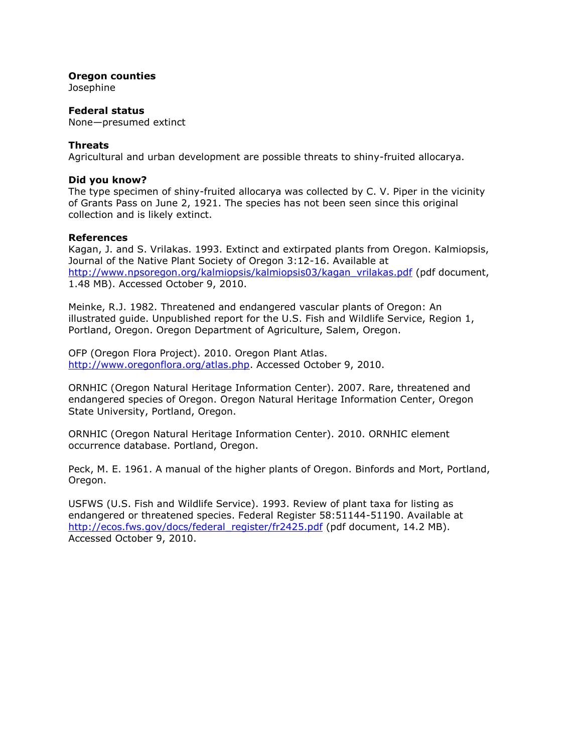**Oregon counties**
Josephine

**Federal status**
None—presumed extinct

**Threats**
Agricultural and urban development are possible threats to shiny-fruited allocarya.

**Did you know?**
The type specimen of shiny-fruited allocarya was collected by C. V. Piper in the vicinity of Grants Pass on June 2, 1921. The species has not been seen since this original collection and is likely extinct.

**References**
Kagan, J. and S. Vrilakas. 1993. Extinct and extirpated plants from Oregon. Kalmiopsis, Journal of the Native Plant Society of Oregon 3:12-16. Available at [http://www.npsoregon.org/kalmiopsis/kalmiopsis03/kagan_vrilakas.pdf](http://www.npsoregon.org/kalmiopsis/kalmiopsis03/kagan_vrilakas.pdf) (pdf document, 1.48 MB). Accessed October 9, 2010.

Meinke, R.J. 1982. Threatened and endangered vascular plants of Oregon: An illustrated guide. Unpublished report for the U.S. Fish and Wildlife Service, Region 1, Portland, Oregon. Oregon Department of Agriculture, Salem, Oregon.

OFP (Oregon Flora Project). 2010. Oregon Plant Atlas. [http://www.oregonflora.org/atlas.php](http://www.oregonflora.org/atlas.php). Accessed October 9, 2010.

ORNHIC (Oregon Natural Heritage Information Center). 2007. Rare, threatened and endangered species of Oregon. Oregon Natural Heritage Information Center, Oregon State University, Portland, Oregon.

ORNHIC (Oregon Natural Heritage Information Center). 2010. ORNHIC element occurrence database. Portland, Oregon.

Peck, M. E. 1961. A manual of the higher plants of Oregon. Binfords and Mort, Portland, Oregon.

USFWS (U.S. Fish and Wildlife Service). 1993. Review of plant taxa for listing as endangered or threatened species. Federal Register 58:51144-51190. Available at [http://ecos.fws.gov/docs/federal_register/fr2425.pdf](http://ecos.fws.gov/docs/federal_register/fr2425.pdf) (pdf document, 14.2 MB). Accessed October 9, 2010.